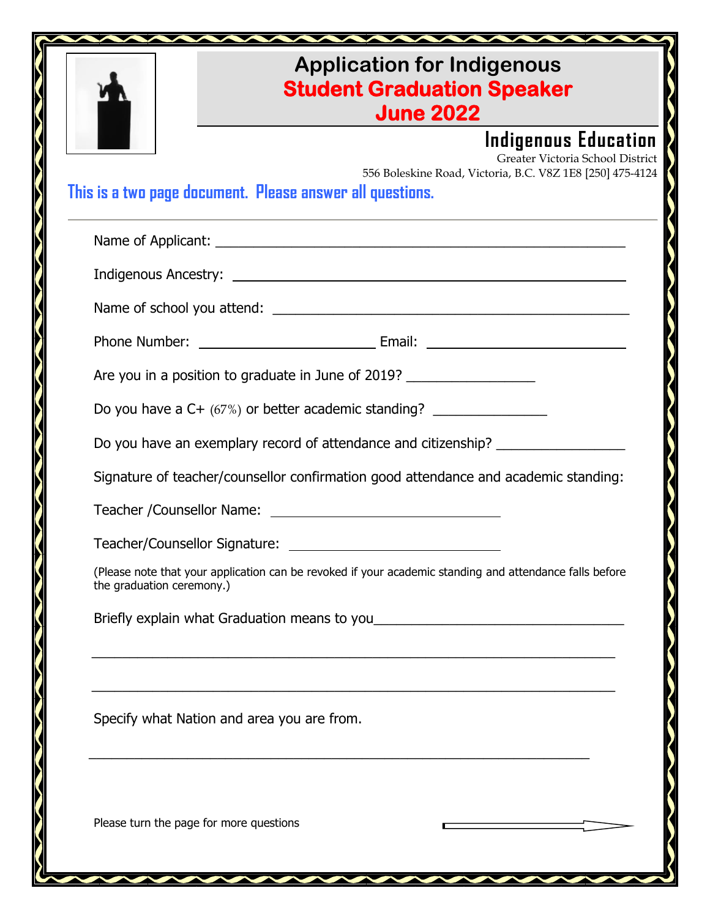# Application for Indigenous Student Graduation Speaker June 2022

## Indigenous Education

Greater Victoria School District
556 Boleskine Road, Victoria, B.C. V8Z 1E8 [250] 475-4124

**This is a two page document. Please answer all questions.**

---

Name of Applicant: ______________________________________________

Indigenous Ancestry: ______________________________________________

Name of school you attend: ______________________________________________

Phone Number: ____________________ Email: ____________________

Are you in a position to graduate in June of 2019? ______________

Do you have a C+ (67%) or better academic standing? ____________

Do you have an exemplary record of attendance and citizenship? ______________

Signature of teacher/counsellor confirmation good attendance and academic standing:

Teacher /Counsellor Name: __________________________

Teacher/Counsellor Signature: __________________________

(Please note that your application can be revoked if your academic standing and attendance falls before the graduation ceremony.)

Briefly explain what Graduation means to you____________________________

______________________________________________________________________

______________________________________________________________________

Specify what Nation and area you are from.

______________________________________________________________________

Please turn the page for more questions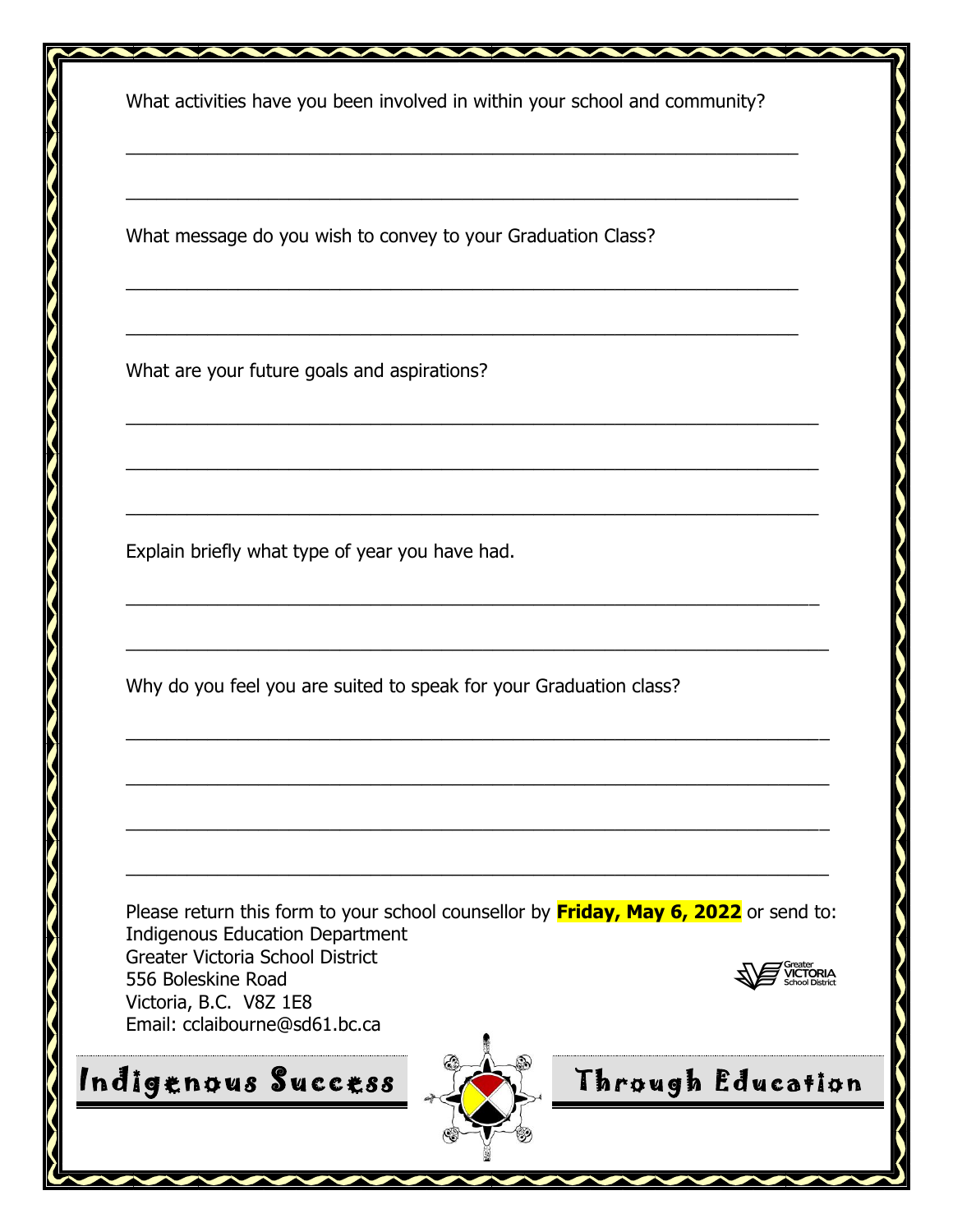What activities have you been involved in within your school and community?

_______________________________________________________________________

_______________________________________________________________________

What message do you wish to convey to your Graduation Class?

_______________________________________________________________________

_______________________________________________________________________

What are your future goals and aspirations?

_______________________________________________________________________

_______________________________________________________________________

_______________________________________________________________________

Explain briefly what type of year you have had.

_______________________________________________________________________

_______________________________________________________________________

Why do you feel you are suited to speak for your Graduation class?

_______________________________________________________________________

_______________________________________________________________________

_______________________________________________________________________

_______________________________________________________________________

Please return this form to your school counsellor by **Friday, May 6, 2022** or send to:
Indigenous Education Department
Greater Victoria School District
556 Boleskine Road
Victoria, B.C.  V8Z 1E8
Email: cclaibourne@sd61.bc.ca

Greater VICTORIA School District

Indigenous Success Through Education